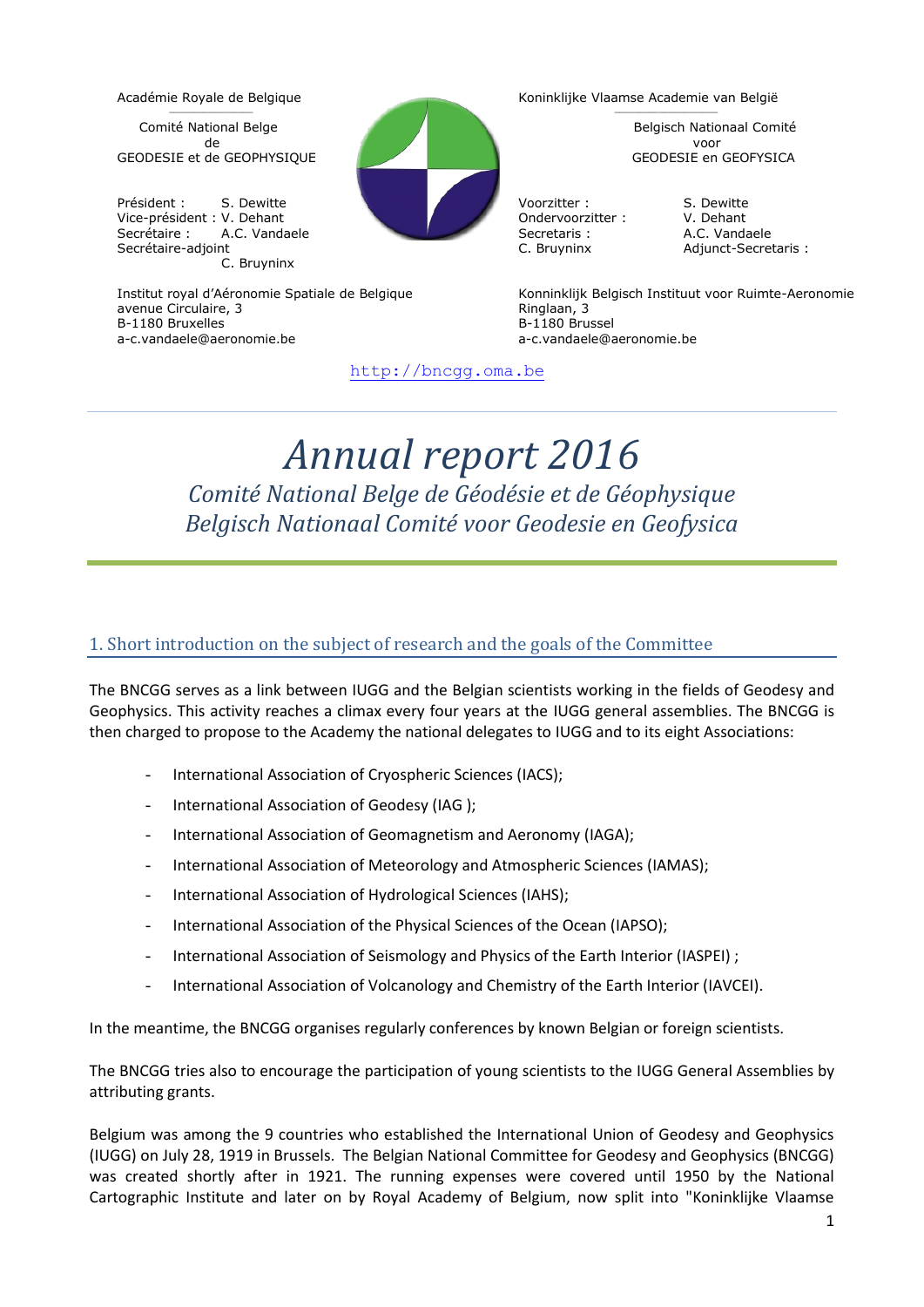Académie Royale de Belgique

Comité National Belge
de
GEODESIE et de GEOPHYSIQUE

Président : S. Dewitte
Vice-président : V. Dehant
Secrétaire : A.C. Vandaele
Secrétaire-adjoint
C. Bruyninx

Institut royal d'Aéronomie Spatiale de Belgique
avenue Circulaire, 3
B-1180 Bruxelles
a-c.vandaele@aeronomie.be

Koninklijke Vlaamse Academie van België

Belgisch Nationaal Comité
voor
GEODESIE en GEOFYSICA

Voorzitter : S. Dewitte
Ondervoorzitter : V. Dehant
Secretaris : A.C. Vandaele
Adjunct-Secretaris :
C. Bruyninx

Konninklijk Belgisch Instituut voor Ruimte-Aeronomie
Ringlaan, 3
B-1180 Brussel
a-c.vandaele@aeronomie.be

http://bncgg.oma.be

# *Annual report 2016*

## *Comité National Belge de Géodésie et de Géophysique*
## *Belgisch Nationaal Comité voor Geodesie en Geofysica*

## 1. Short introduction on the subject of research and the goals of the Committee

The BNCGG serves as a link between IUGG and the Belgian scientists working in the fields of Geodesy and Geophysics. This activity reaches a climax every four years at the IUGG general assemblies. The BNCGG is then charged to propose to the Academy the national delegates to IUGG and to its eight Associations:

- International Association of Cryospheric Sciences (IACS);
- International Association of Geodesy (IAG );
- International Association of Geomagnetism and Aeronomy (IAGA);
- International Association of Meteorology and Atmospheric Sciences (IAMAS);
- International Association of Hydrological Sciences (IAHS);
- International Association of the Physical Sciences of the Ocean (IAPSO);
- International Association of Seismology and Physics of the Earth Interior (IASPEI) ;
- International Association of Volcanology and Chemistry of the Earth Interior (IAVCEI).

In the meantime, the BNCGG organises regularly conferences by known Belgian or foreign scientists.

The BNCGG tries also to encourage the participation of young scientists to the IUGG General Assemblies by attributing grants.

Belgium was among the 9 countries who established the International Union of Geodesy and Geophysics (IUGG) on July 28, 1919 in Brussels. The Belgian National Committee for Geodesy and Geophysics (BNCGG) was created shortly after in 1921. The running expenses were covered until 1950 by the National Cartographic Institute and later on by Royal Academy of Belgium, now split into "Koninklijke Vlaamse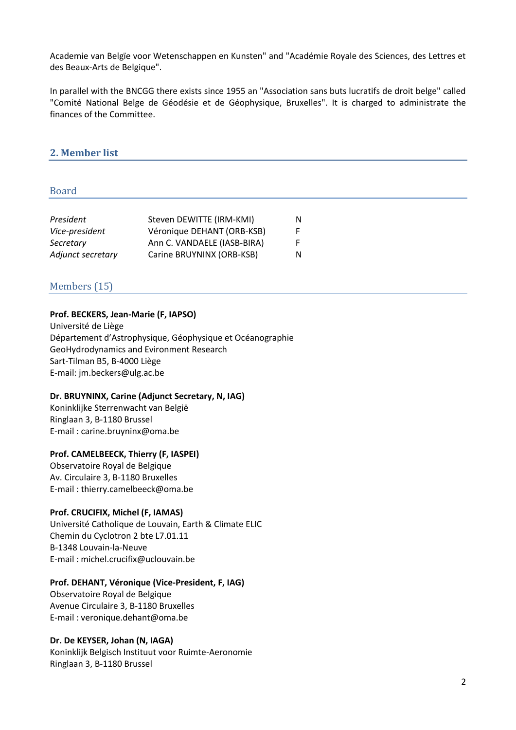Academie van België voor Wetenschappen en Kunsten" and "Académie Royale des Sciences, des Lettres et des Beaux-Arts de Belgique".

In parallel with the BNCGG there exists since 1955 an "Association sans buts lucratifs de droit belge" called "Comité National Belge de Géodésie et de Géophysique, Bruxelles". It is charged to administrate the finances of the Committee.

## 2. Member list

### Board

| | | |
|---|---|---|
| *President* | Steven DEWITTE (IRM-KMI) | N |
| *Vice-president* | Véronique DEHANT (ORB-KSB) | F |
| *Secretary* | Ann C. VANDAELE (IASB-BIRA) | F |
| *Adjunct secretary* | Carine BRUYNINX (ORB-KSB) | N |

### Members (15)

**Prof. BECKERS, Jean-Marie (F, IAPSO)**
Université de Liège
Département d'Astrophysique, Géophysique et Océanographie
GeoHydrodynamics and Evironment Research
Sart-Tilman B5, B-4000 Liège
E-mail: jm.beckers@ulg.ac.be

**Dr. BRUYNINX, Carine (Adjunct Secretary, N, IAG)**
Koninklijke Sterrenwacht van België
Ringlaan 3, B-1180 Brussel
E-mail : carine.bruyninx@oma.be

**Prof. CAMELBEECK, Thierry (F, IASPEI)**
Observatoire Royal de Belgique
Av. Circulaire 3, B-1180 Bruxelles
E-mail : thierry.camelbeeck@oma.be

**Prof. CRUCIFIX, Michel (F, IAMAS)**
Université Catholique de Louvain, Earth & Climate ELIC
Chemin du Cyclotron 2 bte L7.01.11
B-1348 Louvain-la-Neuve
E-mail : michel.crucifix@uclouvain.be

**Prof. DEHANT, Véronique (Vice-President, F, IAG)**
Observatoire Royal de Belgique
Avenue Circulaire 3, B-1180 Bruxelles
E-mail : veronique.dehant@oma.be

**Dr. De KEYSER, Johan (N, IAGA)**
Koninklijk Belgisch Instituut voor Ruimte-Aeronomie
Ringlaan 3, B-1180 Brussel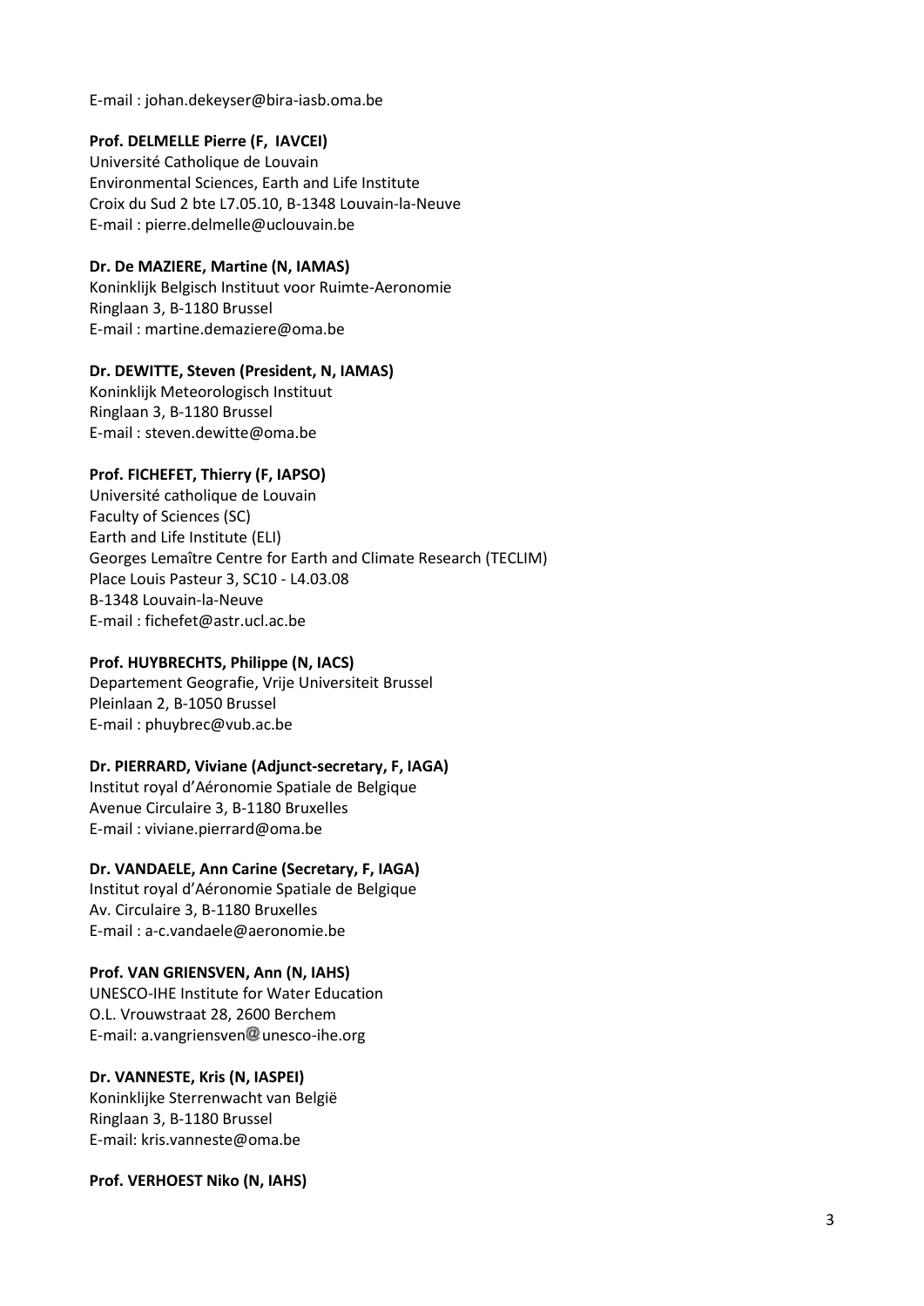E-mail : johan.dekeyser@bira-iasb.oma.be

**Prof. DELMELLE Pierre (F, IAVCEI)**
Université Catholique de Louvain
Environmental Sciences, Earth and Life Institute
Croix du Sud 2 bte L7.05.10, B-1348 Louvain-la-Neuve
E-mail : pierre.delmelle@uclouvain.be

**Dr. De MAZIERE, Martine (N, IAMAS)**
Koninklijk Belgisch Instituut voor Ruimte-Aeronomie
Ringlaan 3, B-1180 Brussel
E-mail : martine.demaziere@oma.be

**Dr. DEWITTE, Steven (President, N, IAMAS)**
Koninklijk Meteorologisch Instituut
Ringlaan 3, B-1180 Brussel
E-mail : steven.dewitte@oma.be

**Prof. FICHEFET, Thierry (F, IAPSO)**
Université catholique de Louvain
Faculty of Sciences (SC)
Earth and Life Institute (ELI)
Georges Lemaître Centre for Earth and Climate Research (TECLIM)
Place Louis Pasteur 3, SC10 - L4.03.08
B-1348 Louvain-la-Neuve
E-mail : fichefet@astr.ucl.ac.be

**Prof. HUYBRECHTS, Philippe (N, IACS)**
Departement Geografie, Vrije Universiteit Brussel
Pleinlaan 2, B-1050 Brussel
E-mail : phuybrec@vub.ac.be

**Dr. PIERRARD, Viviane (Adjunct-secretary, F, IAGA)**
Institut royal d'Aéronomie Spatiale de Belgique
Avenue Circulaire 3, B-1180 Bruxelles
E-mail : viviane.pierrard@oma.be

**Dr. VANDAELE, Ann Carine (Secretary, F, IAGA)**
Institut royal d'Aéronomie Spatiale de Belgique
Av. Circulaire 3, B-1180 Bruxelles
E-mail : a-c.vandaele@aeronomie.be

**Prof. VAN GRIENSVEN, Ann (N, IAHS)**
UNESCO-IHE Institute for Water Education
O.L. Vrouwstraat 28, 2600 Berchem
E-mail: a.vangriensven@unesco-ihe.org

**Dr. VANNESTE, Kris (N, IASPEI)**
Koninklijke Sterrenwacht van België
Ringlaan 3, B-1180 Brussel
E-mail: kris.vanneste@oma.be

**Prof. VERHOEST Niko (N, IAHS)**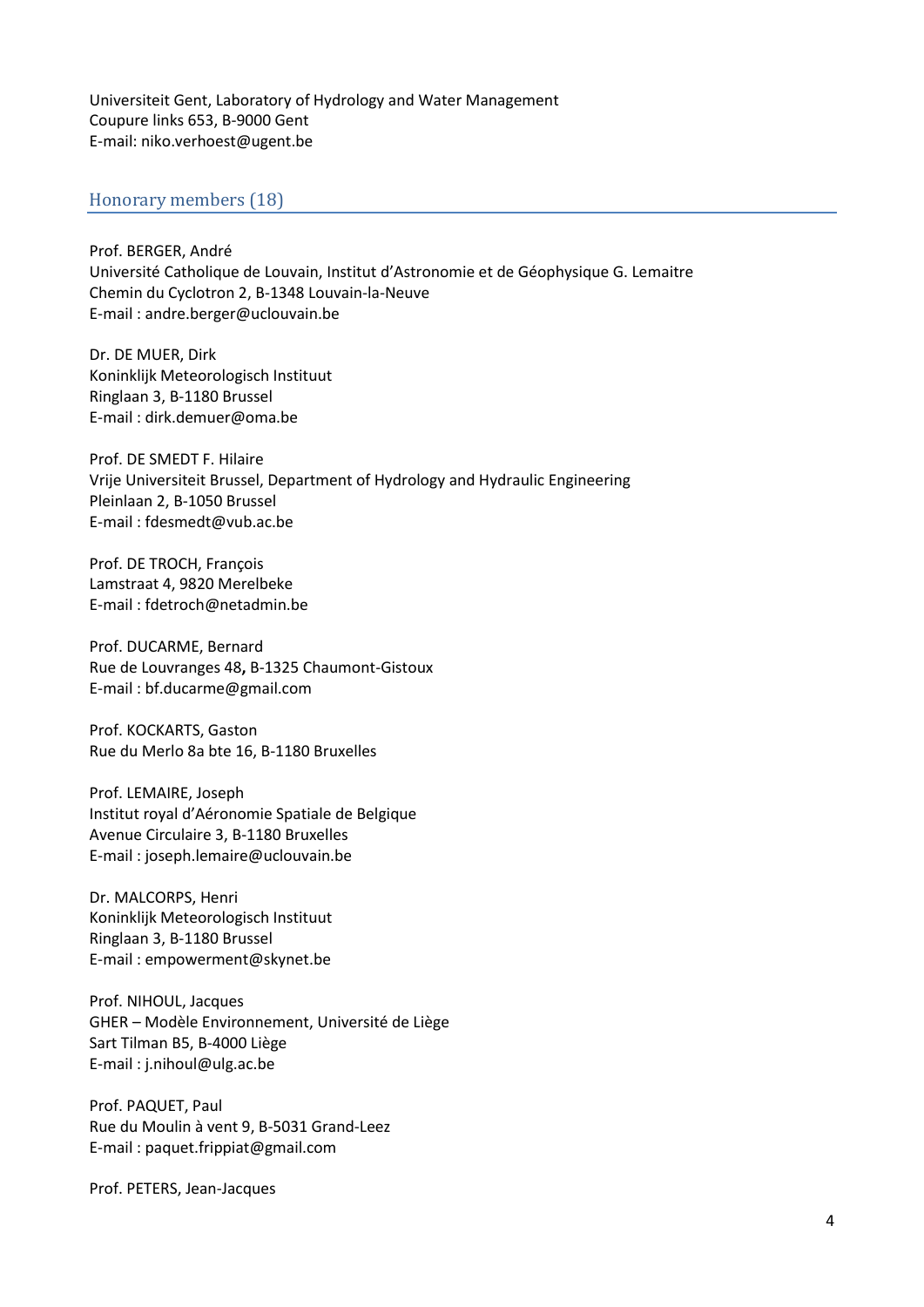Universiteit Gent, Laboratory of Hydrology and Water Management
Coupure links 653, B-9000 Gent
E-mail: niko.verhoest@ugent.be

## Honorary members (18)

Prof. BERGER, André
Université Catholique de Louvain, Institut d'Astronomie et de Géophysique G. Lemaitre
Chemin du Cyclotron 2, B-1348 Louvain-la-Neuve
E-mail : andre.berger@uclouvain.be

Dr. DE MUER, Dirk
Koninklijk Meteorologisch Instituut
Ringlaan 3, B-1180 Brussel
E-mail : dirk.demuer@oma.be

Prof. DE SMEDT F. Hilaire
Vrije Universiteit Brussel, Department of Hydrology and Hydraulic Engineering
Pleinlaan 2, B-1050 Brussel
E-mail : fdesmedt@vub.ac.be

Prof. DE TROCH, François
Lamstraat 4, 9820 Merelbeke
E-mail : fdetroch@netadmin.be

Prof. DUCARME, Bernard
Rue de Louvranges 48**,** B-1325 Chaumont-Gistoux
E-mail : bf.ducarme@gmail.com

Prof. KOCKARTS, Gaston
Rue du Merlo 8a bte 16, B-1180 Bruxelles

Prof. LEMAIRE, Joseph
Institut royal d'Aéronomie Spatiale de Belgique
Avenue Circulaire 3, B-1180 Bruxelles
E-mail : joseph.lemaire@uclouvain.be

Dr. MALCORPS, Henri
Koninklijk Meteorologisch Instituut
Ringlaan 3, B-1180 Brussel
E-mail : empowerment@skynet.be

Prof. NIHOUL, Jacques
GHER – Modèle Environnement, Université de Liège
Sart Tilman B5, B-4000 Liège
E-mail : j.nihoul@ulg.ac.be

Prof. PAQUET, Paul
Rue du Moulin à vent 9, B-5031 Grand-Leez
E-mail : paquet.frippiat@gmail.com

Prof. PETERS, Jean-Jacques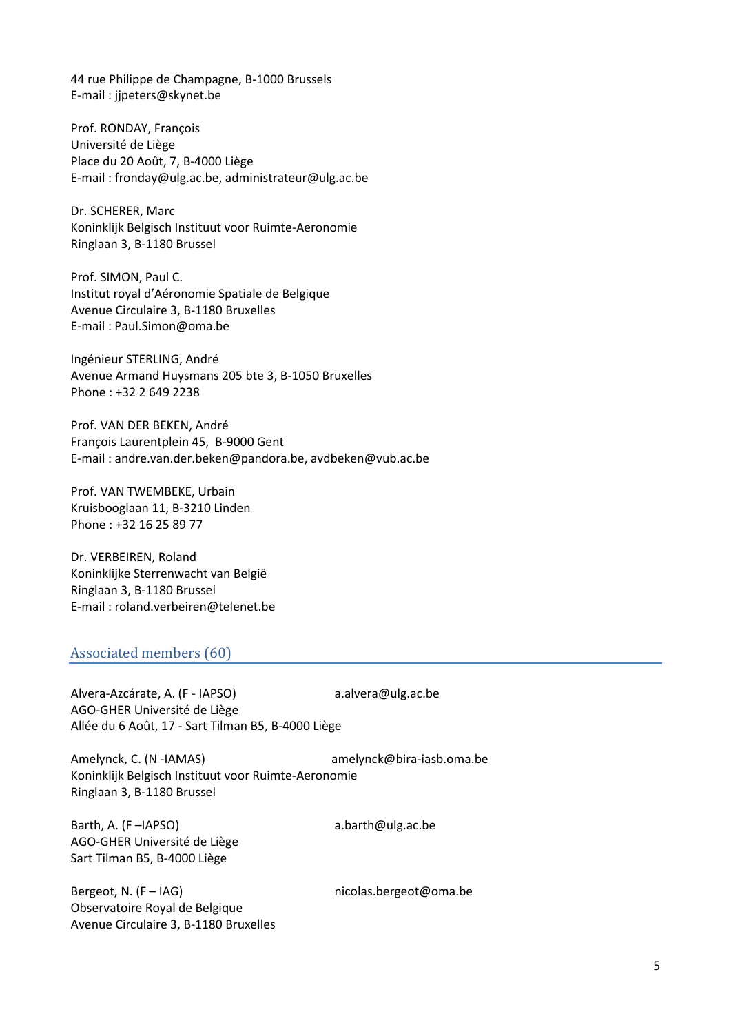44 rue Philippe de Champagne, B-1000 Brussels
E-mail : jjpeters@skynet.be

Prof. RONDAY, François
Université de Liège
Place du 20 Août, 7, B-4000 Liège
E-mail : fronday@ulg.ac.be, administrateur@ulg.ac.be

Dr. SCHERER, Marc
Koninklijk Belgisch Instituut voor Ruimte-Aeronomie
Ringlaan 3, B-1180 Brussel

Prof. SIMON, Paul C.
Institut royal d'Aéronomie Spatiale de Belgique
Avenue Circulaire 3, B-1180 Bruxelles
E-mail : Paul.Simon@oma.be

Ingénieur STERLING, André
Avenue Armand Huysmans 205 bte 3, B-1050 Bruxelles
Phone : +32 2 649 2238

Prof. VAN DER BEKEN, André
François Laurentplein 45, B-9000 Gent
E-mail : andre.van.der.beken@pandora.be, avdbeken@vub.ac.be

Prof. VAN TWEMBEKE, Urbain
Kruisbooglaan 11, B-3210 Linden
Phone : +32 16 25 89 77

Dr. VERBEIREN, Roland
Koninklijke Sterrenwacht van België
Ringlaan 3, B-1180 Brussel
E-mail : roland.verbeiren@telenet.be

## Associated members (60)

Alvera-Azcárate, A. (F - IAPSO) a.alvera@ulg.ac.be
AGO-GHER Université de Liège
Allée du 6 Août, 17 - Sart Tilman B5, B-4000 Liège

Amelynck, C. (N -IAMAS) amelynck@bira-iasb.oma.be
Koninklijk Belgisch Instituut voor Ruimte-Aeronomie
Ringlaan 3, B-1180 Brussel

Barth, A. (F –IAPSO) a.barth@ulg.ac.be
AGO-GHER Université de Liège
Sart Tilman B5, B-4000 Liège

Bergeot, N. (F – IAG) nicolas.bergeot@oma.be
Observatoire Royal de Belgique
Avenue Circulaire 3, B-1180 Bruxelles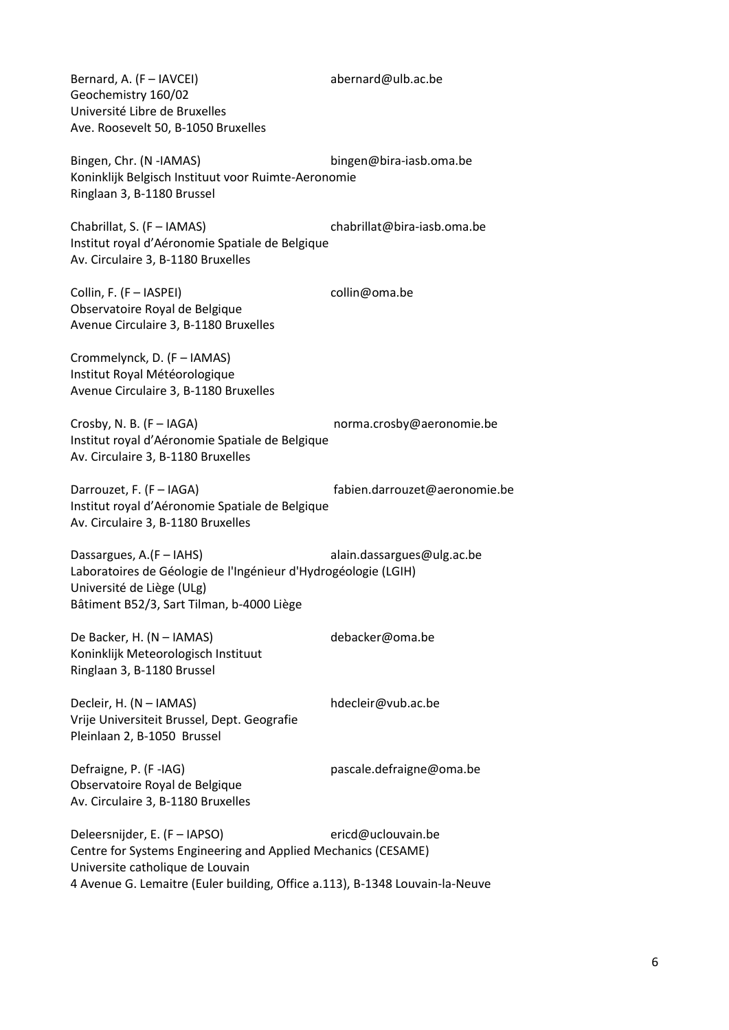Bernard, A. (F – IAVCEI) abernard@ulb.ac.be  
Geochemistry 160/02  
Université Libre de Bruxelles  
Ave. Roosevelt 50, B-1050 Bruxelles

Bingen, Chr. (N -IAMAS) bingen@bira-iasb.oma.be  
Koninklijk Belgisch Instituut voor Ruimte-Aeronomie  
Ringlaan 3, B-1180 Brussel

Chabrillat, S. (F – IAMAS) chabrillat@bira-iasb.oma.be  
Institut royal d'Aéronomie Spatiale de Belgique  
Av. Circulaire 3, B-1180 Bruxelles

Collin, F. (F – IASPEI) collin@oma.be  
Observatoire Royal de Belgique  
Avenue Circulaire 3, B-1180 Bruxelles

Crommelynck, D. (F – IAMAS)  
Institut Royal Météorologique  
Avenue Circulaire 3, B-1180 Bruxelles

Crosby, N. B. (F – IAGA) norma.crosby@aeronomie.be  
Institut royal d'Aéronomie Spatiale de Belgique  
Av. Circulaire 3, B-1180 Bruxelles

Darrouzet, F. (F – IAGA) fabien.darrouzet@aeronomie.be  
Institut royal d'Aéronomie Spatiale de Belgique  
Av. Circulaire 3, B-1180 Bruxelles

Dassargues, A.(F – IAHS) alain.dassargues@ulg.ac.be  
Laboratoires de Géologie de l'Ingénieur d'Hydrogéologie (LGIH)  
Université de Liège (ULg)  
Bâtiment B52/3, Sart Tilman, b-4000 Liège

De Backer, H. (N – IAMAS) debacker@oma.be  
Koninklijk Meteorologisch Instituut  
Ringlaan 3, B-1180 Brussel

Decleir, H. (N – IAMAS) hdecleir@vub.ac.be  
Vrije Universiteit Brussel, Dept. Geografie  
Pleinlaan 2, B-1050 Brussel

Defraigne, P. (F -IAG) pascale.defraigne@oma.be  
Observatoire Royal de Belgique  
Av. Circulaire 3, B-1180 Bruxelles

Deleersnijder, E. (F – IAPSO) ericd@uclouvain.be  
Centre for Systems Engineering and Applied Mechanics (CESAME)  
Universite catholique de Louvain  
4 Avenue G. Lemaitre (Euler building, Office a.113), B-1348 Louvain-la-Neuve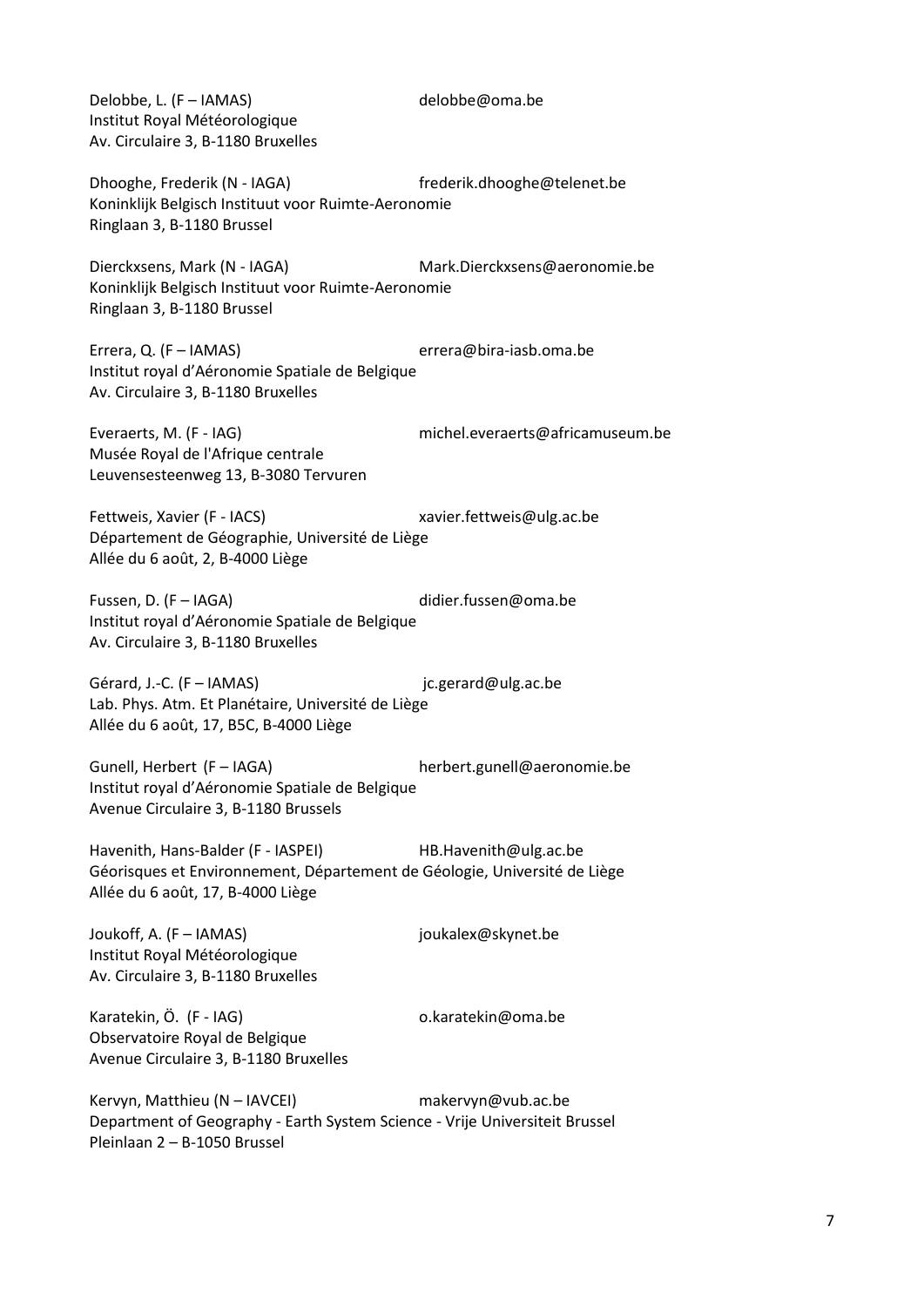Delobbe, L. (F – IAMAS) delobbe@oma.be
Institut Royal Météorologique
Av. Circulaire 3, B-1180 Bruxelles

Dhooghe, Frederik (N - IAGA) frederik.dhooghe@telenet.be
Koninklijk Belgisch Instituut voor Ruimte-Aeronomie
Ringlaan 3, B-1180 Brussel

Dierckxsens, Mark (N - IAGA) Mark.Dierckxsens@aeronomie.be
Koninklijk Belgisch Instituut voor Ruimte-Aeronomie
Ringlaan 3, B-1180 Brussel

Errera, Q. (F – IAMAS) errera@bira-iasb.oma.be
Institut royal d'Aéronomie Spatiale de Belgique
Av. Circulaire 3, B-1180 Bruxelles

Everaerts, M. (F - IAG) michel.everaerts@africamuseum.be
Musée Royal de l'Afrique centrale
Leuvensesteenweg 13, B-3080 Tervuren

Fettweis, Xavier (F - IACS) xavier.fettweis@ulg.ac.be
Département de Géographie, Université de Liège
Allée du 6 août, 2, B-4000 Liège

Fussen, D. (F – IAGA) didier.fussen@oma.be
Institut royal d'Aéronomie Spatiale de Belgique
Av. Circulaire 3, B-1180 Bruxelles

Gérard, J.-C. (F – IAMAS) jc.gerard@ulg.ac.be
Lab. Phys. Atm. Et Planétaire, Université de Liège
Allée du 6 août, 17, B5C, B-4000 Liège

Gunell, Herbert (F – IAGA) herbert.gunell@aeronomie.be
Institut royal d'Aéronomie Spatiale de Belgique
Avenue Circulaire 3, B-1180 Brussels

Havenith, Hans-Balder (F - IASPEI) HB.Havenith@ulg.ac.be
Géorisques et Environnement, Département de Géologie, Université de Liège
Allée du 6 août, 17, B-4000 Liège

Joukoff, A. (F – IAMAS) joukalex@skynet.be
Institut Royal Météorologique
Av. Circulaire 3, B-1180 Bruxelles

Karatekin, Ö. (F - IAG) o.karatekin@oma.be
Observatoire Royal de Belgique
Avenue Circulaire 3, B-1180 Bruxelles

Kervyn, Matthieu (N – IAVCEI) makervyn@vub.ac.be
Department of Geography - Earth System Science - Vrije Universiteit Brussel
Pleinlaan 2 – B-1050 Brussel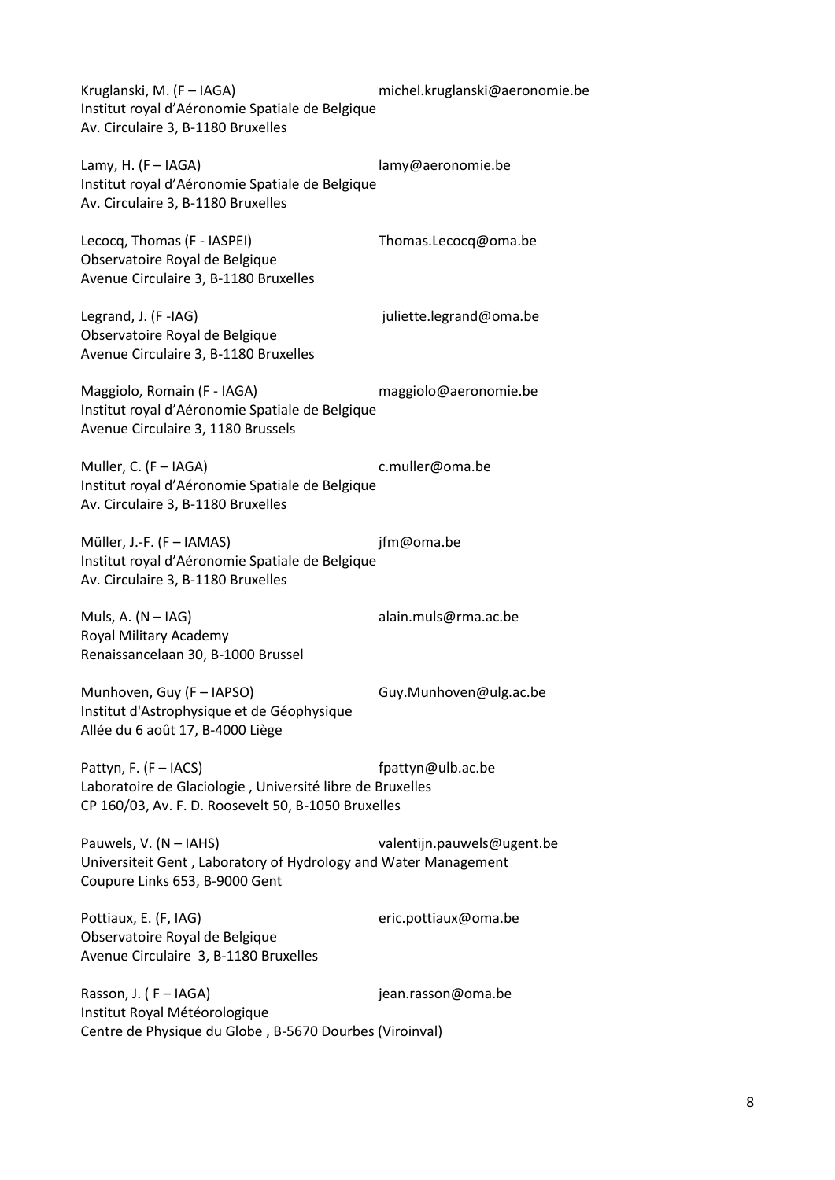Kruglanski, M. (F – IAGA) michel.kruglanski@aeronomie.be
Institut royal d'Aéronomie Spatiale de Belgique
Av. Circulaire 3, B-1180 Bruxelles

Lamy, H. (F – IAGA) lamy@aeronomie.be
Institut royal d'Aéronomie Spatiale de Belgique
Av. Circulaire 3, B-1180 Bruxelles

Lecocq, Thomas (F - IASPEI) Thomas.Lecocq@oma.be
Observatoire Royal de Belgique
Avenue Circulaire 3, B-1180 Bruxelles

Legrand, J. (F -IAG) juliette.legrand@oma.be
Observatoire Royal de Belgique
Avenue Circulaire 3, B-1180 Bruxelles

Maggiolo, Romain (F - IAGA) maggiolo@aeronomie.be
Institut royal d'Aéronomie Spatiale de Belgique
Avenue Circulaire 3, 1180 Brussels

Muller, C. (F – IAGA) c.muller@oma.be
Institut royal d'Aéronomie Spatiale de Belgique
Av. Circulaire 3, B-1180 Bruxelles

Müller, J.-F. (F – IAMAS) jfm@oma.be
Institut royal d'Aéronomie Spatiale de Belgique
Av. Circulaire 3, B-1180 Bruxelles

Muls, A. (N – IAG) alain.muls@rma.ac.be
Royal Military Academy
Renaissancelaan 30, B-1000 Brussel

Munhoven, Guy (F – IAPSO) Guy.Munhoven@ulg.ac.be
Institut d'Astrophysique et de Géophysique
Allée du 6 août 17, B-4000 Liège

Pattyn, F. (F – IACS) fpattyn@ulb.ac.be
Laboratoire de Glaciologie , Université libre de Bruxelles
CP 160/03, Av. F. D. Roosevelt 50, B-1050 Bruxelles

Pauwels, V. (N – IAHS) valentijn.pauwels@ugent.be
Universiteit Gent , Laboratory of Hydrology and Water Management
Coupure Links 653, B-9000 Gent

Pottiaux, E. (F, IAG) eric.pottiaux@oma.be
Observatoire Royal de Belgique
Avenue Circulaire 3, B-1180 Bruxelles

Rasson, J. ( F – IAGA) jean.rasson@oma.be
Institut Royal Météorologique
Centre de Physique du Globe , B-5670 Dourbes (Viroinval)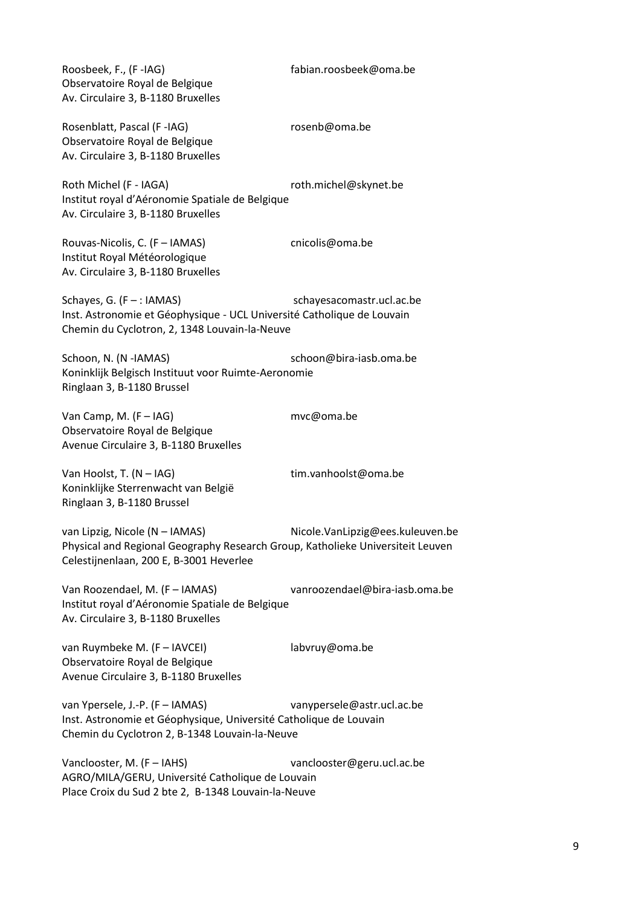Roosbeek, F., (F -IAG) fabian.roosbeek@oma.be
Observatoire Royal de Belgique
Av. Circulaire 3, B-1180 Bruxelles

Rosenblatt, Pascal (F -IAG) rosenb@oma.be
Observatoire Royal de Belgique
Av. Circulaire 3, B-1180 Bruxelles

Roth Michel (F - IAGA) roth.michel@skynet.be
Institut royal d'Aéronomie Spatiale de Belgique
Av. Circulaire 3, B-1180 Bruxelles

Rouvas-Nicolis, C. (F – IAMAS) cnicolis@oma.be
Institut Royal Météorologique
Av. Circulaire 3, B-1180 Bruxelles

Schayes, G. (F – : IAMAS) schayesacomastr.ucl.ac.be
Inst. Astronomie et Géophysique - UCL Université Catholique de Louvain
Chemin du Cyclotron, 2, 1348 Louvain-la-Neuve

Schoon, N. (N -IAMAS) schoon@bira-iasb.oma.be
Koninklijk Belgisch Instituut voor Ruimte-Aeronomie
Ringlaan 3, B-1180 Brussel

Van Camp, M. (F – IAG) mvc@oma.be
Observatoire Royal de Belgique
Avenue Circulaire 3, B-1180 Bruxelles

Van Hoolst, T. (N – IAG) tim.vanhoolst@oma.be
Koninklijke Sterrenwacht van België
Ringlaan 3, B-1180 Brussel

van Lipzig, Nicole (N – IAMAS) Nicole.VanLipzig@ees.kuleuven.be
Physical and Regional Geography Research Group, Katholieke Universiteit Leuven
Celestijnenlaan, 200 E, B-3001 Heverlee

Van Roozendael, M. (F – IAMAS) vanroozendael@bira-iasb.oma.be
Institut royal d'Aéronomie Spatiale de Belgique
Av. Circulaire 3, B-1180 Bruxelles

van Ruymbeke M. (F – IAVCEI) labvruy@oma.be
Observatoire Royal de Belgique
Avenue Circulaire 3, B-1180 Bruxelles

van Ypersele, J.-P. (F – IAMAS) vanypersele@astr.ucl.ac.be
Inst. Astronomie et Géophysique, Université Catholique de Louvain
Chemin du Cyclotron 2, B-1348 Louvain-la-Neuve

Vanclooster, M. (F – IAHS) vanclooster@geru.ucl.ac.be
AGRO/MILA/GERU, Université Catholique de Louvain
Place Croix du Sud 2 bte 2, B-1348 Louvain-la-Neuve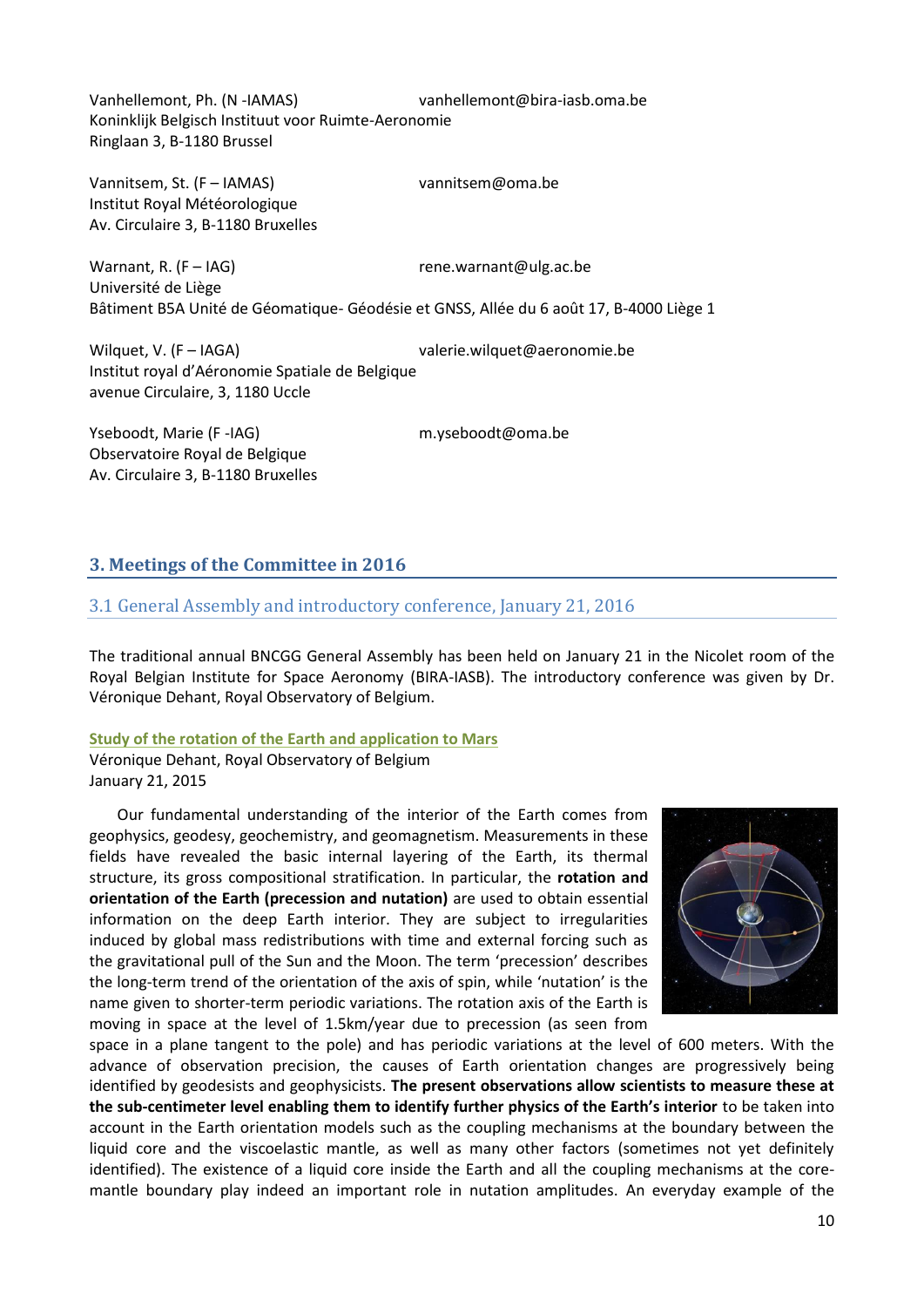Vanhellemont, Ph. (N -IAMAS) vanhellemont@bira-iasb.oma.be
Koninklijk Belgisch Instituut voor Ruimte-Aeronomie
Ringlaan 3, B-1180 Brussel

Vannitsem, St. (F – IAMAS) vannitsem@oma.be
Institut Royal Météorologique
Av. Circulaire 3, B-1180 Bruxelles

Warnant, R. (F – IAG) rene.warnant@ulg.ac.be
Université de Liège
Bâtiment B5A Unité de Géomatique- Géodésie et GNSS, Allée du 6 août 17, B-4000 Liège 1

Wilquet, V. (F – IAGA) valerie.wilquet@aeronomie.be
Institut royal d'Aéronomie Spatiale de Belgique
avenue Circulaire, 3, 1180 Uccle

Yseboodt, Marie (F -IAG) m.yseboodt@oma.be
Observatoire Royal de Belgique
Av. Circulaire 3, B-1180 Bruxelles

## 3. Meetings of the Committee in 2016

### 3.1 General Assembly and introductory conference, January 21, 2016

The traditional annual BNCGG General Assembly has been held on January 21 in the Nicolet room of the Royal Belgian Institute for Space Aeronomy (BIRA-IASB). The introductory conference was given by Dr. Véronique Dehant, Royal Observatory of Belgium.

#### Study of the rotation of the Earth and application to Mars

Véronique Dehant, Royal Observatory of Belgium
January 21, 2015

Our fundamental understanding of the interior of the Earth comes from geophysics, geodesy, geochemistry, and geomagnetism. Measurements in these fields have revealed the basic internal layering of the Earth, its thermal structure, its gross compositional stratification. In particular, the **rotation and orientation of the Earth (precession and nutation)** are used to obtain essential information on the deep Earth interior. They are subject to irregularities induced by global mass redistributions with time and external forcing such as the gravitational pull of the Sun and the Moon. The term 'precession' describes the long-term trend of the orientation of the axis of spin, while 'nutation' is the name given to shorter-term periodic variations. The rotation axis of the Earth is moving in space at the level of 1.5km/year due to precession (as seen from space in a plane tangent to the pole) and has periodic variations at the level of 600 meters. With the advance of observation precision, the causes of Earth orientation changes are progressively being identified by geodesists and geophysicists. **The present observations allow scientists to measure these at the sub-centimeter level enabling them to identify further physics of the Earth's interior** to be taken into account in the Earth orientation models such as the coupling mechanisms at the boundary between the liquid core and the viscoelastic mantle, as well as many other factors (sometimes not yet definitely identified). The existence of a liquid core inside the Earth and all the coupling mechanisms at the core-mantle boundary play indeed an important role in nutation amplitudes. An everyday example of the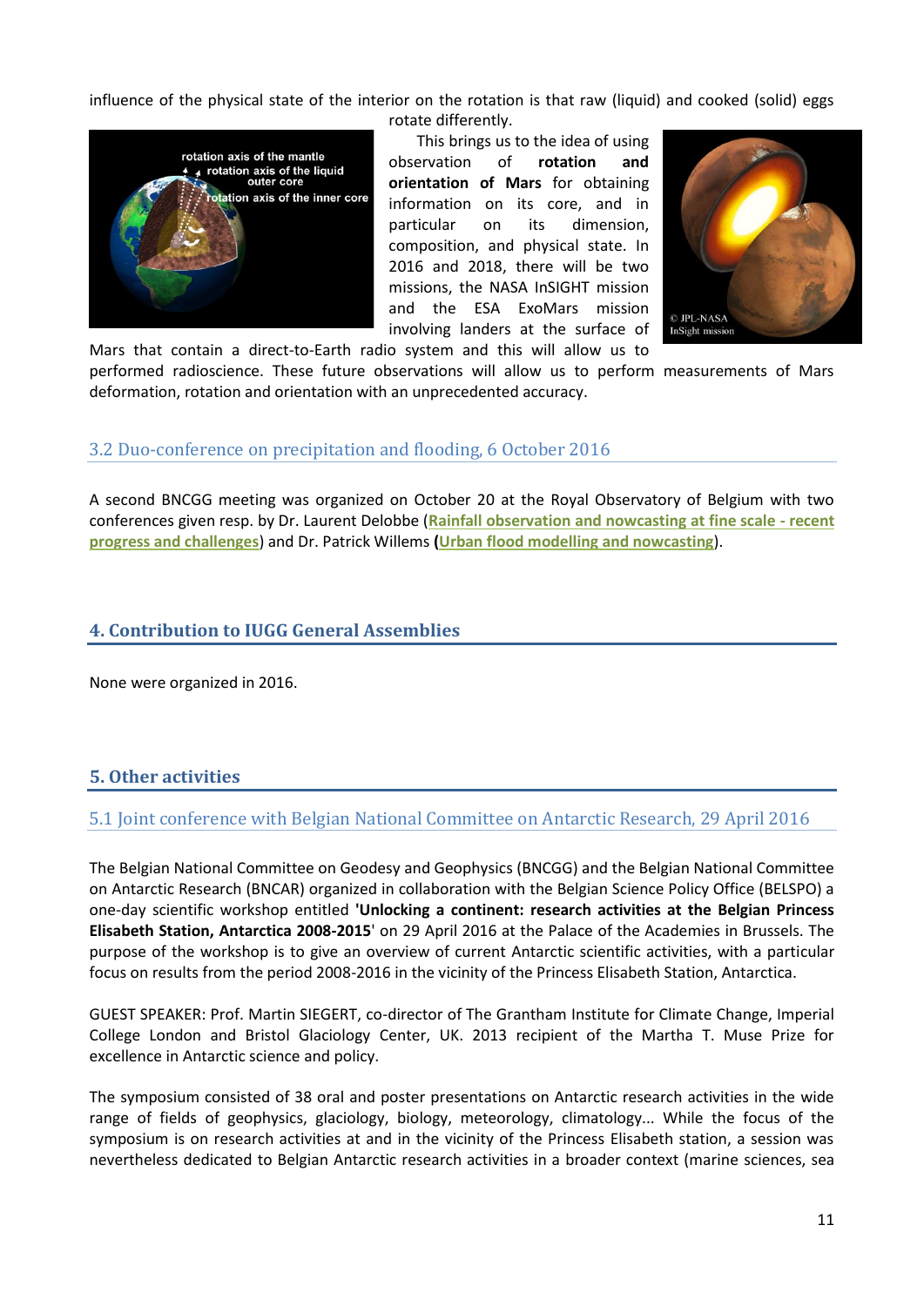influence of the physical state of the interior on the rotation is that raw (liquid) and cooked (solid) eggs rotate differently.

This brings us to the idea of using observation of **rotation and orientation of Mars** for obtaining information on its core, and in particular on its dimension, composition, and physical state. In 2016 and 2018, there will be two missions, the NASA InSIGHT mission and the ESA ExoMars mission involving landers at the surface of Mars that contain a direct-to-Earth radio system and this will allow us to performed radioscience. These future observations will allow us to perform measurements of Mars deformation, rotation and orientation with an unprecedented accuracy.

### 3.2 Duo-conference on precipitation and flooding, 6 October 2016

A second BNCGG meeting was organized on October 20 at the Royal Observatory of Belgium with two conferences given resp. by Dr. Laurent Delobbe (Rainfall observation and nowcasting at fine scale - recent progress and challenges) and Dr. Patrick Willems (Urban flood modelling and nowcasting).

## 4. Contribution to IUGG General Assemblies

None were organized in 2016.

## 5. Other activities

### 5.1 Joint conference with Belgian National Committee on Antarctic Research, 29 April 2016

The Belgian National Committee on Geodesy and Geophysics (BNCGG) and the Belgian National Committee on Antarctic Research (BNCAR) organized in collaboration with the Belgian Science Policy Office (BELSPO) a one-day scientific workshop entitled **'Unlocking a continent: research activities at the Belgian Princess Elisabeth Station, Antarctica 2008-2015**' on 29 April 2016 at the Palace of the Academies in Brussels. The purpose of the workshop is to give an overview of current Antarctic scientific activities, with a particular focus on results from the period 2008-2016 in the vicinity of the Princess Elisabeth Station, Antarctica.

GUEST SPEAKER: Prof. Martin SIEGERT, co-director of The Grantham Institute for Climate Change, Imperial College London and Bristol Glaciology Center, UK. 2013 recipient of the Martha T. Muse Prize for excellence in Antarctic science and policy.

The symposium consisted of 38 oral and poster presentations on Antarctic research activities in the wide range of fields of geophysics, glaciology, biology, meteorology, climatology... While the focus of the symposium is on research activities at and in the vicinity of the Princess Elisabeth station, a session was nevertheless dedicated to Belgian Antarctic research activities in a broader context (marine sciences, sea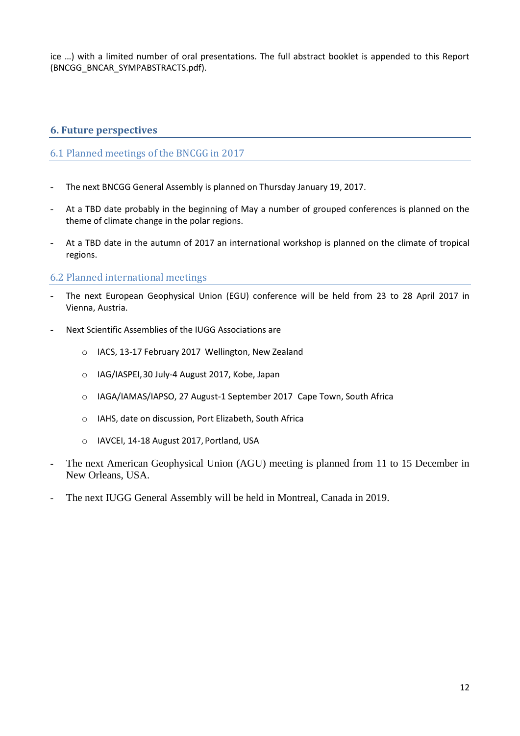ice …) with a limited number of oral presentations. The full abstract booklet is appended to this Report (BNCGG_BNCAR_SYMPABSTRACTS.pdf).

## 6. Future perspectives

### 6.1 Planned meetings of the BNCGG in 2017

- The next BNCGG General Assembly is planned on Thursday January 19, 2017.
- At a TBD date probably in the beginning of May a number of grouped conferences is planned on the theme of climate change in the polar regions.
- At a TBD date in the autumn of 2017 an international workshop is planned on the climate of tropical regions.

### 6.2 Planned international meetings

- The next European Geophysical Union (EGU) conference will be held from 23 to 28 April 2017 in Vienna, Austria.
- Next Scientific Assemblies of the IUGG Associations are
  - IACS, 13-17 February 2017 Wellington, New Zealand
  - IAG/IASPEI, 30 July-4 August 2017, Kobe, Japan
  - IAGA/IAMAS/IAPSO, 27 August-1 September 2017 Cape Town, South Africa
  - IAHS, date on discussion, Port Elizabeth, South Africa
  - IAVCEI, 14-18 August 2017, Portland, USA
- The next American Geophysical Union (AGU) meeting is planned from 11 to 15 December in New Orleans, USA.
- The next IUGG General Assembly will be held in Montreal, Canada in 2019.